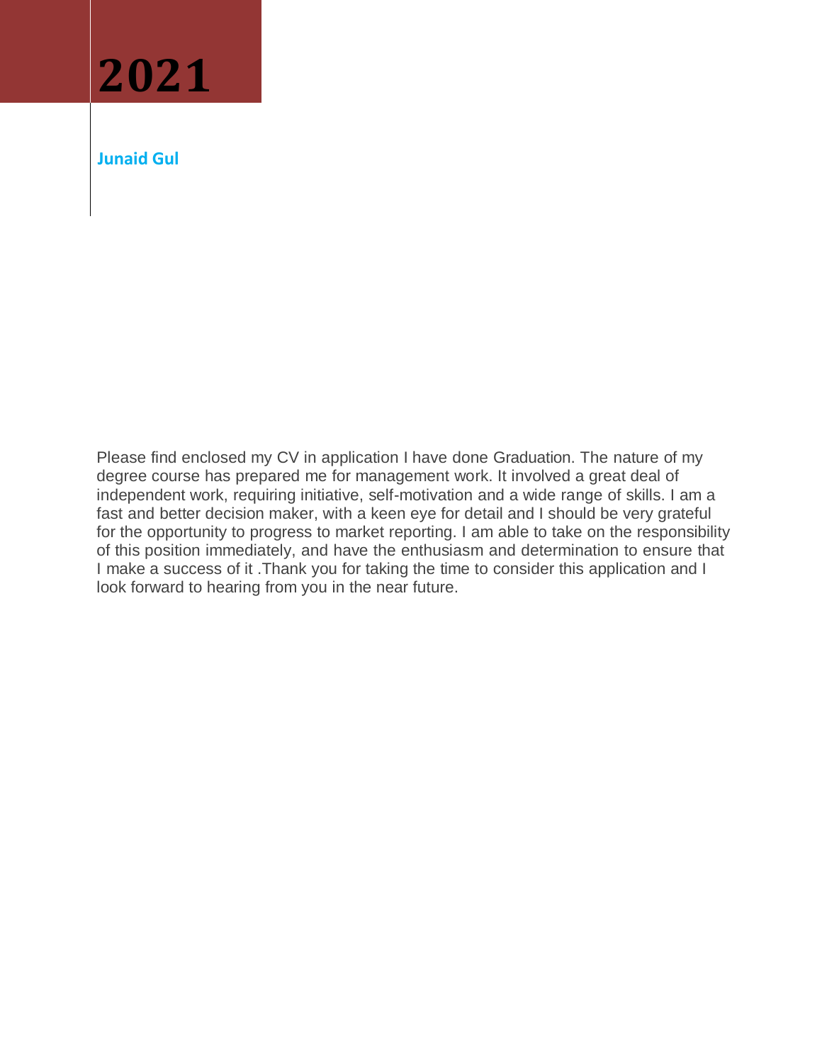# 2021

**Junaid Gul**

Please find enclosed my CV in application I have done Graduation. The nature of my degree course has prepared me for management work. It involved a great deal of independent work, requiring initiative, self-motivation and a wide range of skills. I am a fast and better decision maker, with a keen eye for detail and I should be very grateful for the opportunity to progress to market reporting. I am able to take on the responsibility of this position immediately, and have the enthusiasm and determination to ensure that I make a success of it .Thank you for taking the time to consider this application and I look forward to hearing from you in the near future.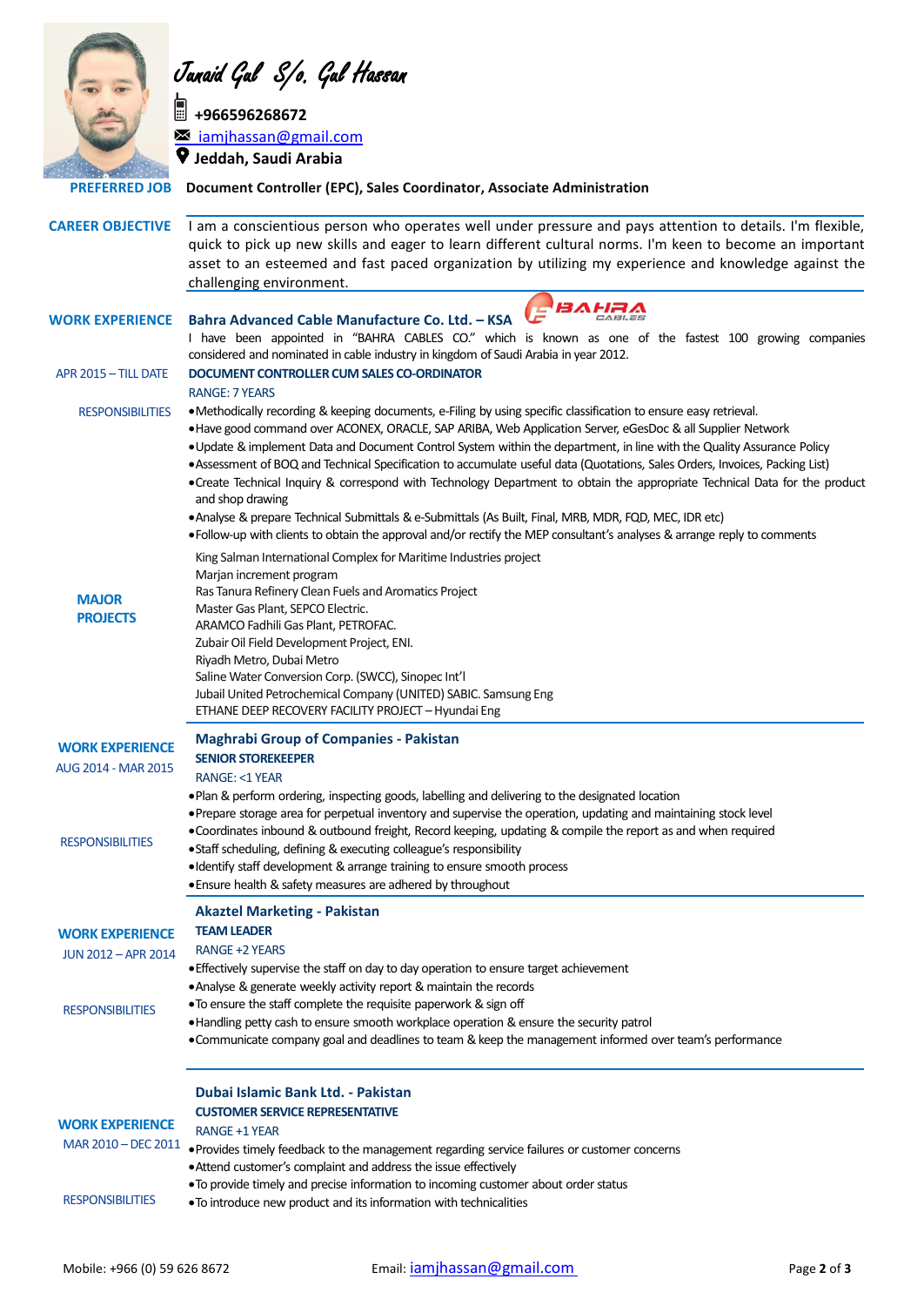# Junaid Gul S/o. Gul Hassan

+966596268672
iamjhassan@gmail.com
Jeddah, Saudi Arabia

**PREFERRED JOB** Document Controller (EPC), Sales Coordinator, Associate Administration

## CAREER OBJECTIVE

I am a conscientious person who operates well under pressure and pays attention to details. I'm flexible, quick to pick up new skills and eager to learn different cultural norms. I'm keen to become an important asset to an esteemed and fast paced organization by utilizing my experience and knowledge against the challenging environment.

## WORK EXPERIENCE

### Bahra Advanced Cable Manufacture Co. Ltd. – KSA

I have been appointed in "BAHRA CABLES CO." which is known as one of the fastest 100 growing companies considered and nominated in cable industry in kingdom of Saudi Arabia in year 2012.

APR 2015 – TILL DATE

**DOCUMENT CONTROLLER CUM SALES CO-ORDINATOR**

RANGE: 7 YEARS

RESPONSIBILITIES

- Methodically recording & keeping documents, e-Filing by using specific classification to ensure easy retrieval.
- Have good command over ACONEX, ORACLE, SAP ARIBA, Web Application Server, eGesDoc & all Supplier Network
- Update & implement Data and Document Control System within the department, in line with the Quality Assurance Policy
- Assessment of BOQ and Technical Specification to accumulate useful data (Quotations, Sales Orders, Invoices, Packing List)
- Create Technical Inquiry & correspond with Technology Department to obtain the appropriate Technical Data for the product and shop drawing
- Analyse & prepare Technical Submittals & e-Submittals (As Built, Final, MRB, MDR, FQD, MEC, IDR etc)
- Follow-up with clients to obtain the approval and/or rectify the MEP consultant's analyses & arrange reply to comments

**MAJOR PROJECTS**

King Salman International Complex for Maritime Industries project
Marjan increment program
Ras Tanura Refinery Clean Fuels and Aromatics Project
Master Gas Plant, SEPCO Electric.
ARAMCO Fadhili Gas Plant, PETROFAC.
Zubair Oil Field Development Project, ENI.
Riyadh Metro, Dubai Metro
Saline Water Conversion Corp. (SWCC), Sinopec Int'l
Jubail United Petrochemical Company (UNITED) SABIC. Samsung Eng
ETHANE DEEP RECOVERY FACILITY PROJECT – Hyundai Eng

## WORK EXPERIENCE

AUG 2014 - MAR 2015

### Maghrabi Group of Companies - Pakistan

**SENIOR STOREKEEPER**

RANGE: <1 YEAR

RESPONSIBILITIES

- Plan & perform ordering, inspecting goods, labelling and delivering to the designated location
- Prepare storage area for perpetual inventory and supervise the operation, updating and maintaining stock level
- Coordinates inbound & outbound freight, Record keeping, updating & compile the report as and when required
- Staff scheduling, defining & executing colleague's responsibility
- Identify staff development & arrange training to ensure smooth process
- Ensure health & safety measures are adhered by throughout

## WORK EXPERIENCE

JUN 2012 – APR 2014

### Akaztel Marketing - Pakistan

**TEAM LEADER**

RANGE +2 YEARS

RESPONSIBILITIES

- Effectively supervise the staff on day to day operation to ensure target achievement
- Analyse & generate weekly activity report & maintain the records
- To ensure the staff complete the requisite paperwork & sign off
- Handling petty cash to ensure smooth workplace operation & ensure the security patrol
- Communicate company goal and deadlines to team & keep the management informed over team's performance

## WORK EXPERIENCE

MAR 2010 – DEC 2011

### Dubai Islamic Bank Ltd. - Pakistan

**CUSTOMER SERVICE REPRESENTATIVE**

RANGE +1 YEAR

RESPONSIBILITIES

- Provides timely feedback to the management regarding service failures or customer concerns
- Attend customer's complaint and address the issue effectively
- To provide timely and precise information to incoming customer about order status
- To introduce new product and its information with technicalities

Mobile: +966 (0) 59 626 8672 Email: iamjhassan@gmail.com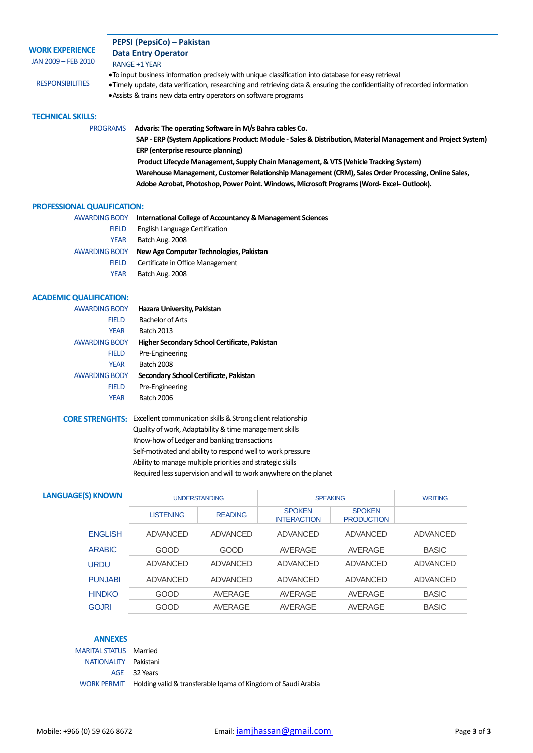## WORK EXPERIENCE

JAN 2009 – FEB 2010

**PEPSI (PepsiCo) – Pakistan**

**Data Entry Operator**

RANGE +1 YEAR

RESPONSIBILITIES

- To input business information precisely with unique classification into database for easy retrieval
- Timely update, data verification, researching and retrieving data & ensuring the confidentiality of recorded information
- Assists & trains new data entry operators on software programs

## TECHNICAL SKILLS:

PROGRAMS

**Advaris: The operating Software in M/s Bahra cables Co.**
**SAP - ERP (System Applications Product: Module - Sales & Distribution, Material Management and Project System)**
**ERP (enterprise resource planning)**
**Product Lifecycle Management, Supply Chain Management, & VTS (Vehicle Tracking System)**
**Warehouse Management, Customer Relationship Management (CRM), Sales Order Processing, Online Sales,**
**Adobe Acrobat, Photoshop, Power Point. Windows, Microsoft Programs (Word- Excel- Outlook).**

## PROFESSIONAL QUALIFICATION:

| | |
|---|---|
| AWARDING BODY | **International College of Accountancy & Management Sciences** |
| FIELD | English Language Certification |
| YEAR | Batch Aug. 2008 |
| AWARDING BODY | **New Age Computer Technologies, Pakistan** |
| FIELD | Certificate in Office Management |
| YEAR | Batch Aug. 2008 |

## ACADEMIC QUALIFICATION:

| | |
|---|---|
| AWARDING BODY | **Hazara University, Pakistan** |
| FIELD | Bachelor of Arts |
| YEAR | Batch 2013 |
| AWARDING BODY | **Higher Secondary School Certificate, Pakistan** |
| FIELD | Pre-Engineering |
| YEAR | Batch 2008 |
| AWARDING BODY | **Secondary School Certificate, Pakistan** |
| FIELD | Pre-Engineering |
| YEAR | Batch 2006 |

## CORE STRENGHTS:

Excellent communication skills & Strong client relationship
Quality of work, Adaptability & time management skills
Know-how of Ledger and banking transactions
Self-motivated and ability to respond well to work pressure
Ability to manage multiple priorities and strategic skills
Required less supervision and will to work anywhere on the planet

## LANGUAGE(S) KNOWN

| | UNDERSTANDING | | SPEAKING | | WRITING |
|---|---|---|---|---|---|
| | LISTENING | READING | SPOKEN INTERACTION | SPOKEN PRODUCTION | |
| ENGLISH | ADVANCED | ADVANCED | ADVANCED | ADVANCED | ADVANCED |
| ARABIC | GOOD | GOOD | AVERAGE | AVERAGE | BASIC |
| URDU | ADVANCED | ADVANCED | ADVANCED | ADVANCED | ADVANCED |
| PUNJABI | ADVANCED | ADVANCED | ADVANCED | ADVANCED | ADVANCED |
| HINDKO | GOOD | AVERAGE | AVERAGE | AVERAGE | BASIC |
| GOJRI | GOOD | AVERAGE | AVERAGE | AVERAGE | BASIC |

## ANNEXES

| | |
|---|---|
| MARITAL STATUS | Married |
| NATIONALITY | Pakistani |
| AGE | 32 Years |
| WORK PERMIT | Holding valid & transferable Iqama of Kingdom of Saudi Arabia |

Mobile: +966 (0) 59 626 8672 Email: iamjhassan@gmail.com